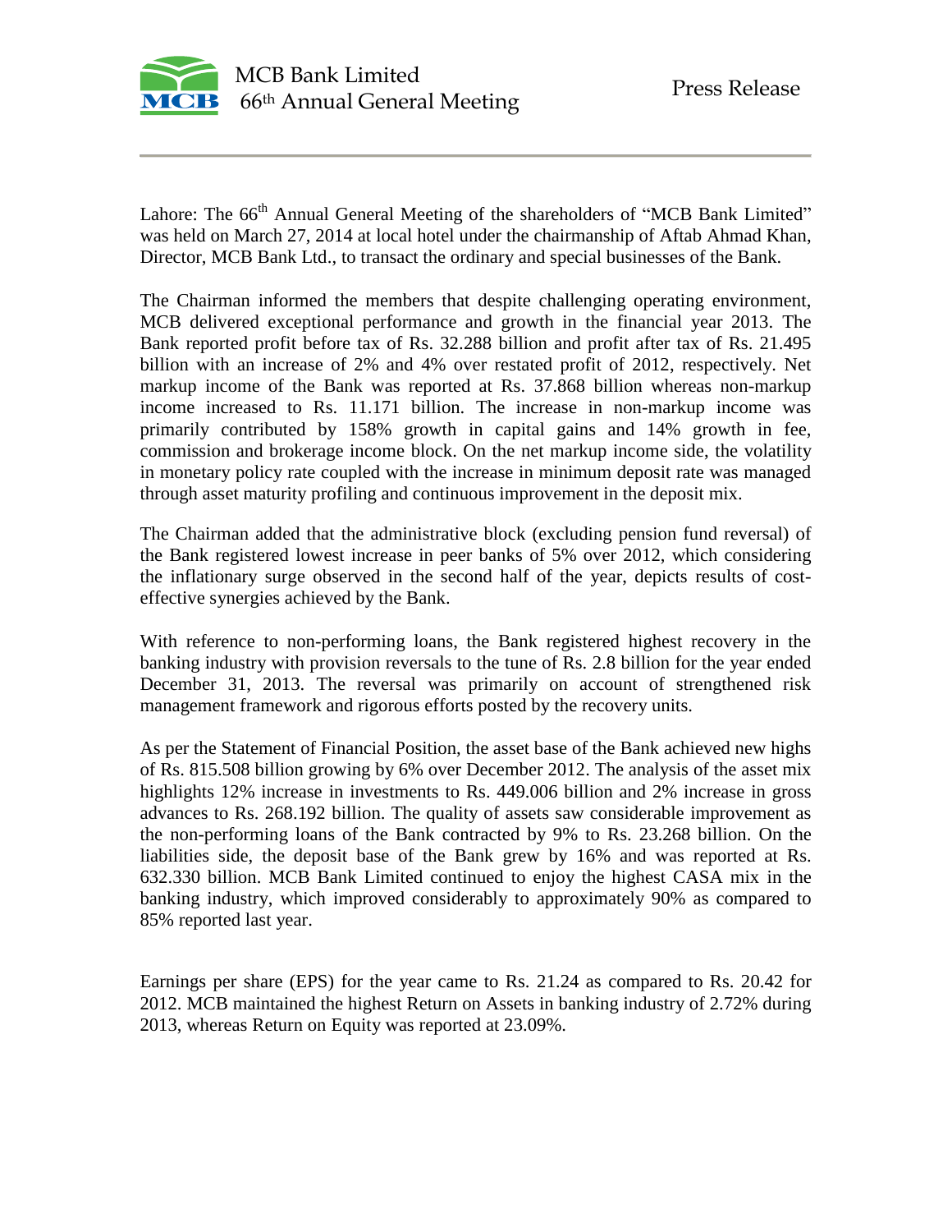# MCB Bank Limited
## 66th Annual General Meeting

Press Release

Lahore: The 66th Annual General Meeting of the shareholders of "MCB Bank Limited" was held on March 27, 2014 at local hotel under the chairmanship of Aftab Ahmad Khan, Director, MCB Bank Ltd., to transact the ordinary and special businesses of the Bank.

The Chairman informed the members that despite challenging operating environment, MCB delivered exceptional performance and growth in the financial year 2013. The Bank reported profit before tax of Rs. 32.288 billion and profit after tax of Rs. 21.495 billion with an increase of 2% and 4% over restated profit of 2012, respectively. Net markup income of the Bank was reported at Rs. 37.868 billion whereas non-markup income increased to Rs. 11.171 billion. The increase in non-markup income was primarily contributed by 158% growth in capital gains and 14% growth in fee, commission and brokerage income block. On the net markup income side, the volatility in monetary policy rate coupled with the increase in minimum deposit rate was managed through asset maturity profiling and continuous improvement in the deposit mix.

The Chairman added that the administrative block (excluding pension fund reversal) of the Bank registered lowest increase in peer banks of 5% over 2012, which considering the inflationary surge observed in the second half of the year, depicts results of cost-effective synergies achieved by the Bank.

With reference to non-performing loans, the Bank registered highest recovery in the banking industry with provision reversals to the tune of Rs. 2.8 billion for the year ended December 31, 2013. The reversal was primarily on account of strengthened risk management framework and rigorous efforts posted by the recovery units.

As per the Statement of Financial Position, the asset base of the Bank achieved new highs of Rs. 815.508 billion growing by 6% over December 2012. The analysis of the asset mix highlights 12% increase in investments to Rs. 449.006 billion and 2% increase in gross advances to Rs. 268.192 billion. The quality of assets saw considerable improvement as the non-performing loans of the Bank contracted by 9% to Rs. 23.268 billion. On the liabilities side, the deposit base of the Bank grew by 16% and was reported at Rs. 632.330 billion. MCB Bank Limited continued to enjoy the highest CASA mix in the banking industry, which improved considerably to approximately 90% as compared to 85% reported last year.

Earnings per share (EPS) for the year came to Rs. 21.24 as compared to Rs. 20.42 for 2012. MCB maintained the highest Return on Assets in banking industry of 2.72% during 2013, whereas Return on Equity was reported at 23.09%.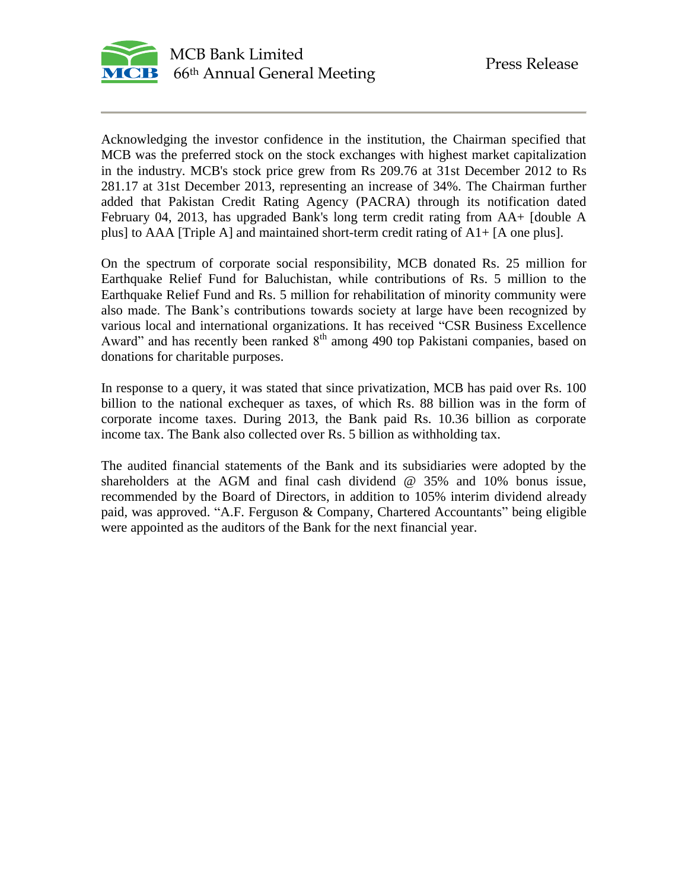Acknowledging the investor confidence in the institution, the Chairman specified that MCB was the preferred stock on the stock exchanges with highest market capitalization in the industry. MCB's stock price grew from Rs 209.76 at 31st December 2012 to Rs 281.17 at 31st December 2013, representing an increase of 34%. The Chairman further added that Pakistan Credit Rating Agency (PACRA) through its notification dated February 04, 2013, has upgraded Bank's long term credit rating from AA+ [double A plus] to AAA [Triple A] and maintained short-term credit rating of A1+ [A one plus].

On the spectrum of corporate social responsibility, MCB donated Rs. 25 million for Earthquake Relief Fund for Baluchistan, while contributions of Rs. 5 million to the Earthquake Relief Fund and Rs. 5 million for rehabilitation of minority community were also made. The Bank's contributions towards society at large have been recognized by various local and international organizations. It has received "CSR Business Excellence Award" and has recently been ranked 8th among 490 top Pakistani companies, based on donations for charitable purposes.

In response to a query, it was stated that since privatization, MCB has paid over Rs. 100 billion to the national exchequer as taxes, of which Rs. 88 billion was in the form of corporate income taxes. During 2013, the Bank paid Rs. 10.36 billion as corporate income tax. The Bank also collected over Rs. 5 billion as withholding tax.

The audited financial statements of the Bank and its subsidiaries were adopted by the shareholders at the AGM and final cash dividend @ 35% and 10% bonus issue, recommended by the Board of Directors, in addition to 105% interim dividend already paid, was approved. "A.F. Ferguson & Company, Chartered Accountants" being eligible were appointed as the auditors of the Bank for the next financial year.